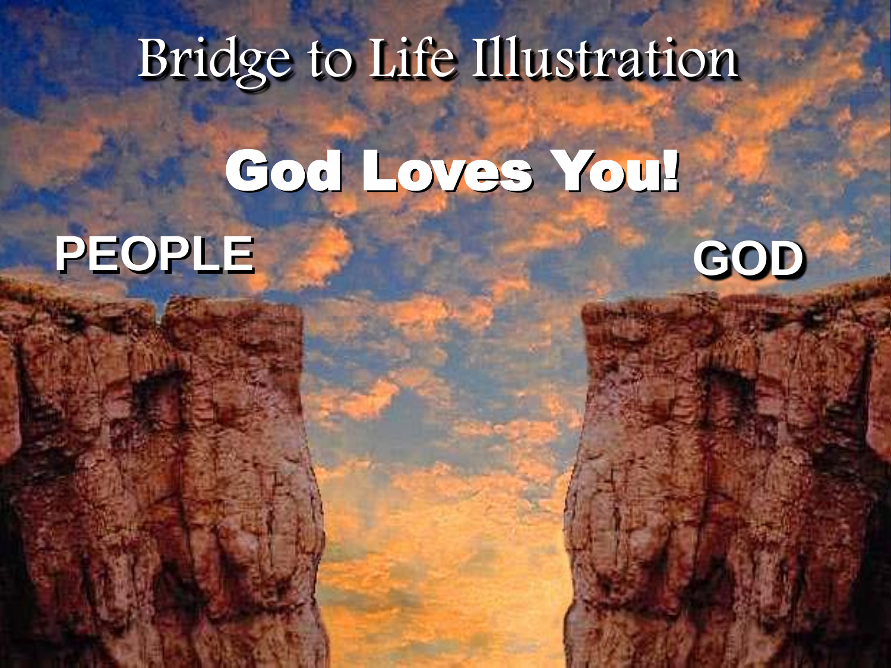# Bridge to Life Illustration

## God Loves You!

PEOPLE

GOD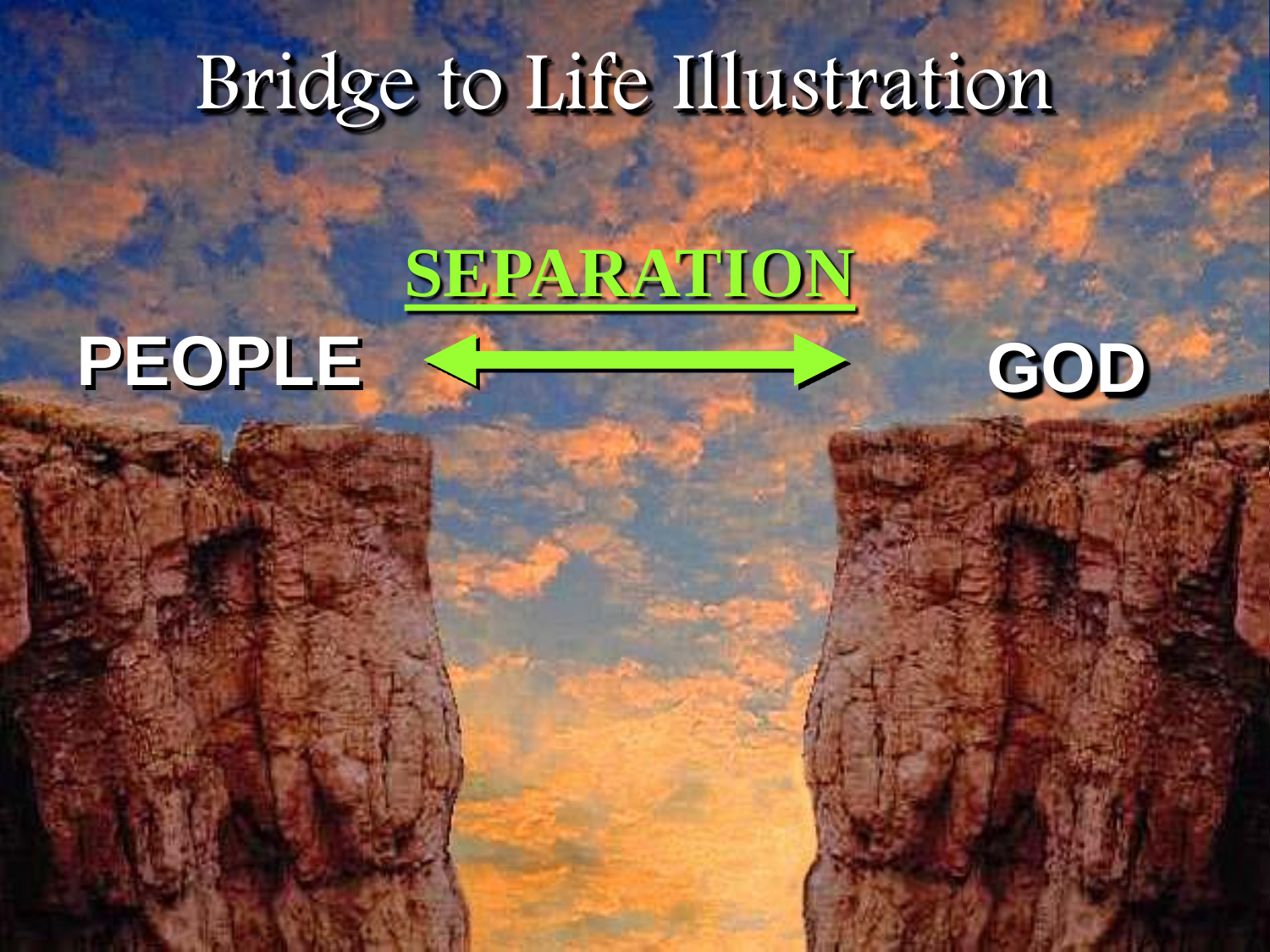# Bridge to Life Illustration

**SEPARATION**

**PEOPLE** ⟷ **GOD**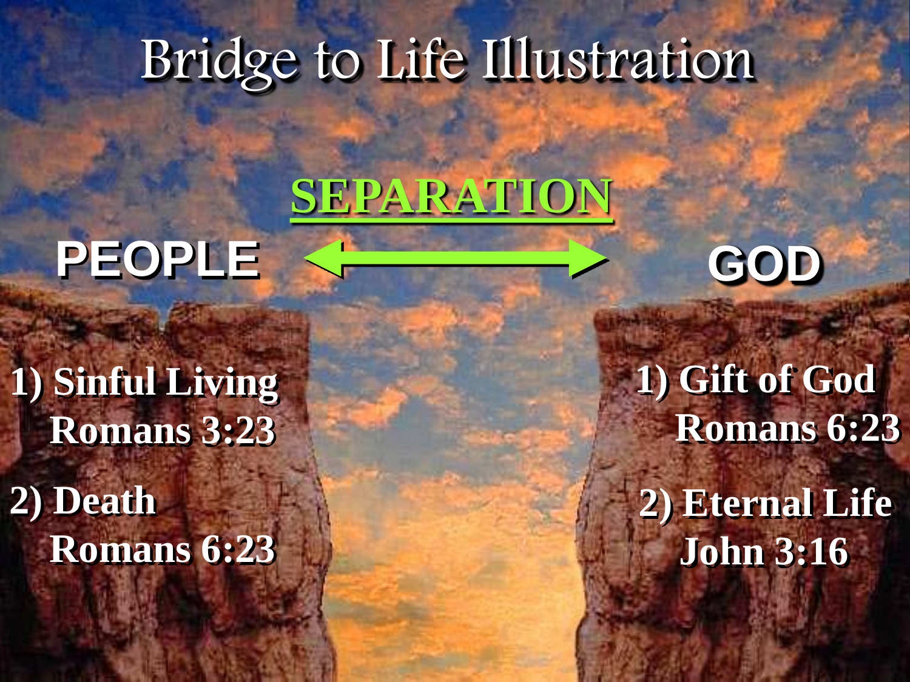# Bridge to Life Illustration

**SEPARATION**

**PEOPLE** ⟷ **GOD**

**1) Sinful Living**
**Romans 3:23**

**2) Death**
**Romans 6:23**

**1) Gift of God**
**Romans 6:23**

**2) Eternal Life**
**John 3:16**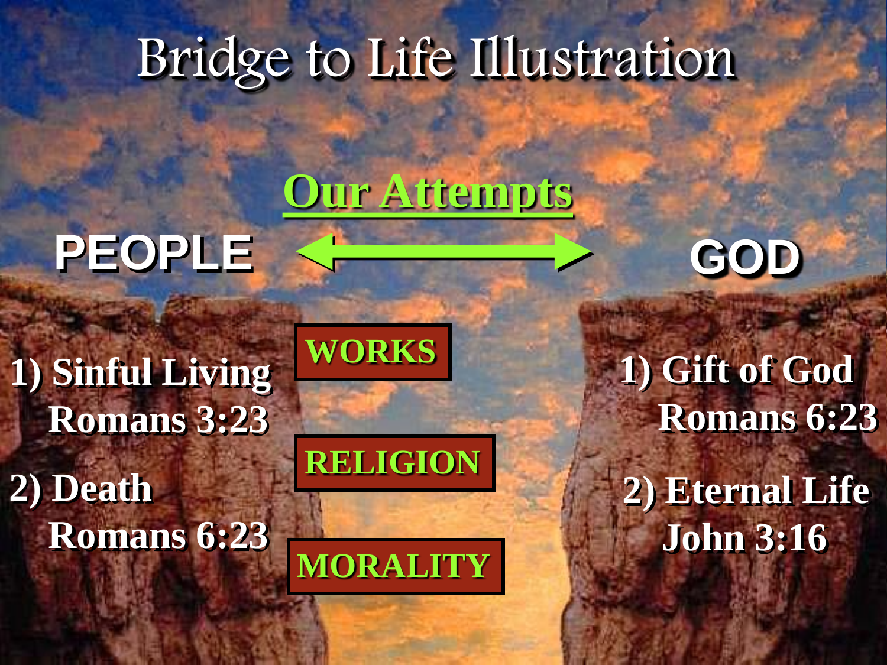# Bridge to Life Illustration

**Our Attempts**

**PEOPLE** ⟷ **GOD**

**WORKS**

**RELIGION**

**MORALITY**

**1) Sinful Living**
**Romans 3:23**

**2) Death**
**Romans 6:23**

**1) Gift of God**
**Romans 6:23**

**2) Eternal Life**
**John 3:16**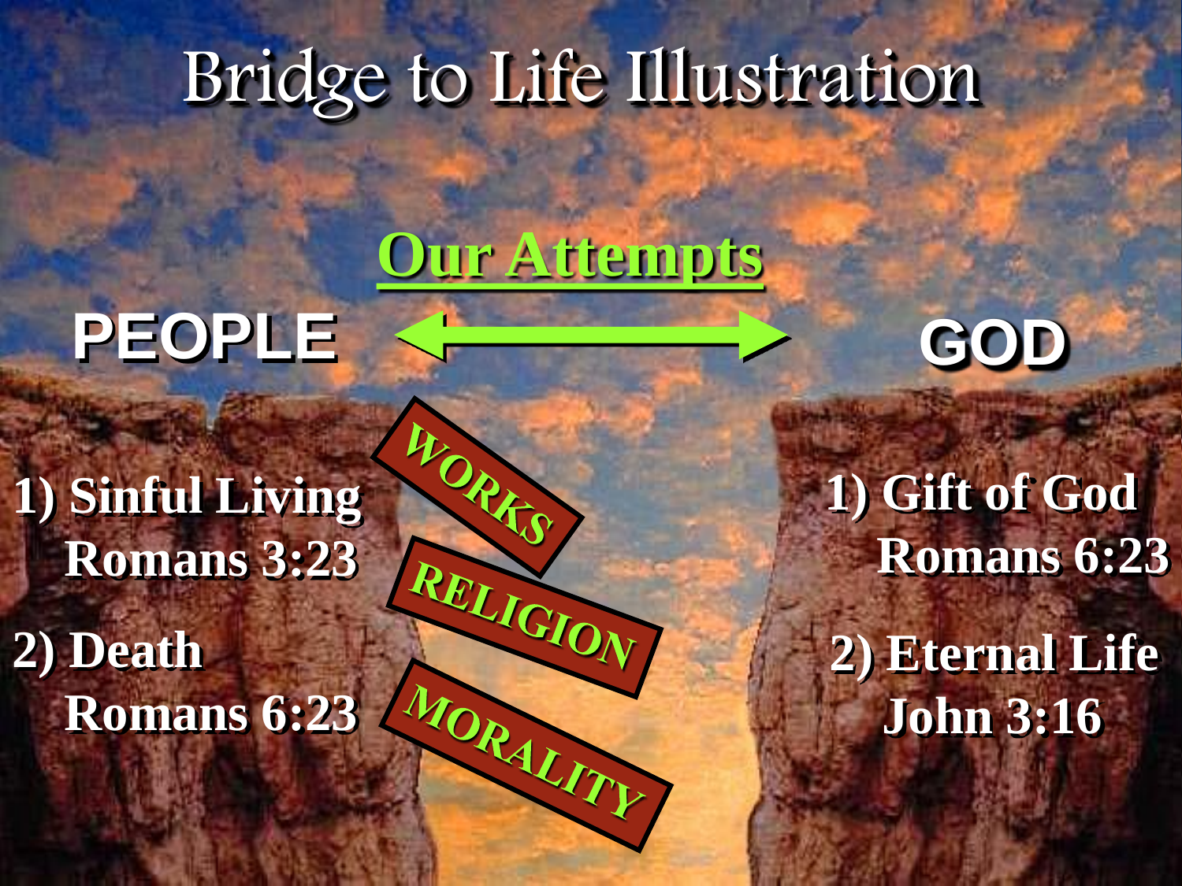# Bridge to Life Illustration

**Our Attempts**

**PEOPLE** ⟷ **GOD**

**1) Sinful Living**
**Romans 3:23**

**2) Death**
**Romans 6:23**

**WORKS**

**RELIGION**

**MORALITY**

**1) Gift of God**
**Romans 6:23**

**2) Eternal Life**
**John 3:16**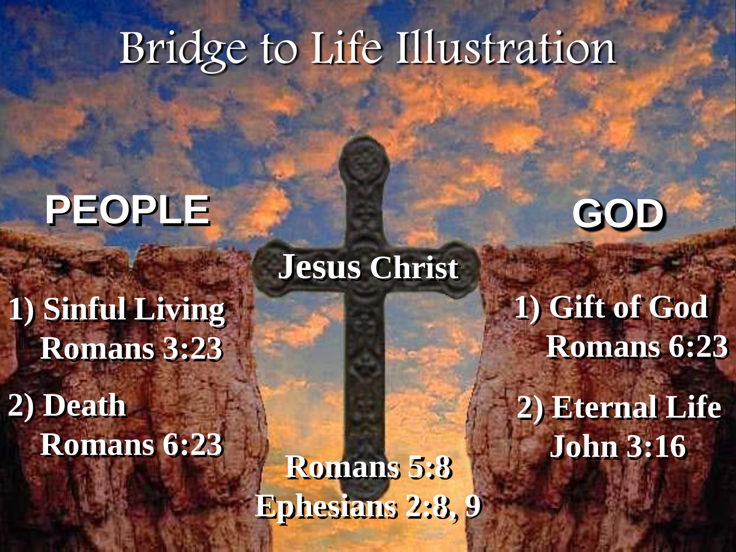# Bridge to Life Illustration

**PEOPLE**

1) Sinful Living
   Romans 3:23

2) Death
   Romans 6:23

**Jesus Christ**

Romans 5:8
Ephesians 2:8, 9

**GOD**

1) Gift of God
   Romans 6:23

2) Eternal Life
   John 3:16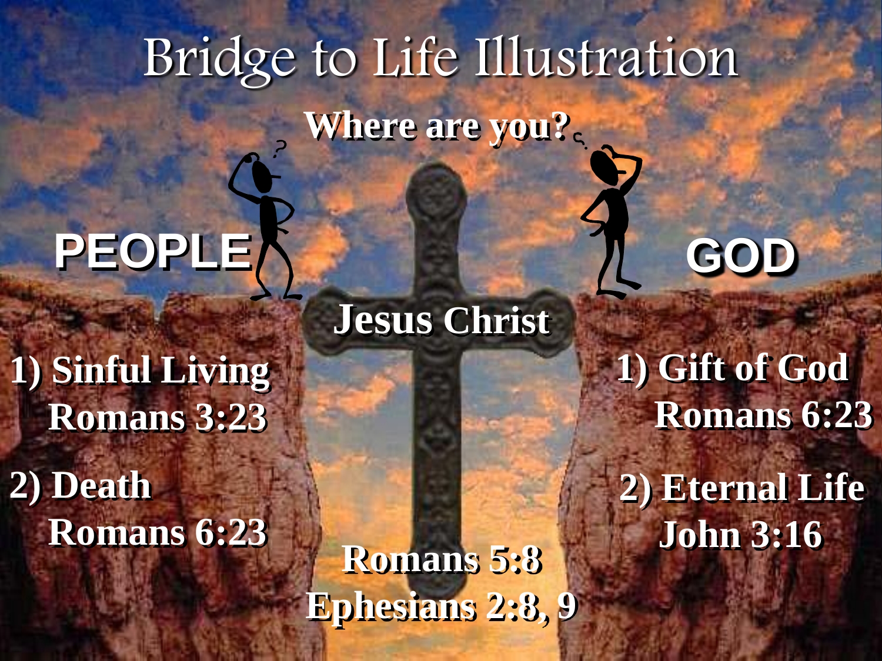# Bridge to Life Illustration

**Where are you?**

**PEOPLE**

**GOD**

**Jesus Christ**

**1) Sinful Living**
**Romans 3:23**

**2) Death**
**Romans 6:23**

**1) Gift of God**
**Romans 6:23**

**2) Eternal Life**
**John 3:16**

**Romans 5:8**
**Ephesians 2:8, 9**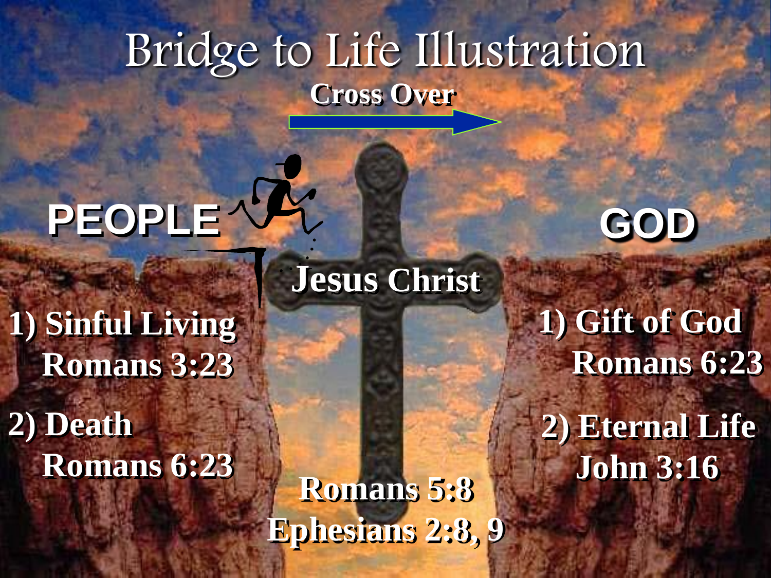# Bridge to Life Illustration

**Cross Over**

**PEOPLE**

1) Sinful Living
   Romans 3:23

2) Death
   Romans 6:23

**Jesus Christ**

Romans 5:8
Ephesians 2:8, 9

**GOD**

1) Gift of God
   Romans 6:23

2) Eternal Life
   John 3:16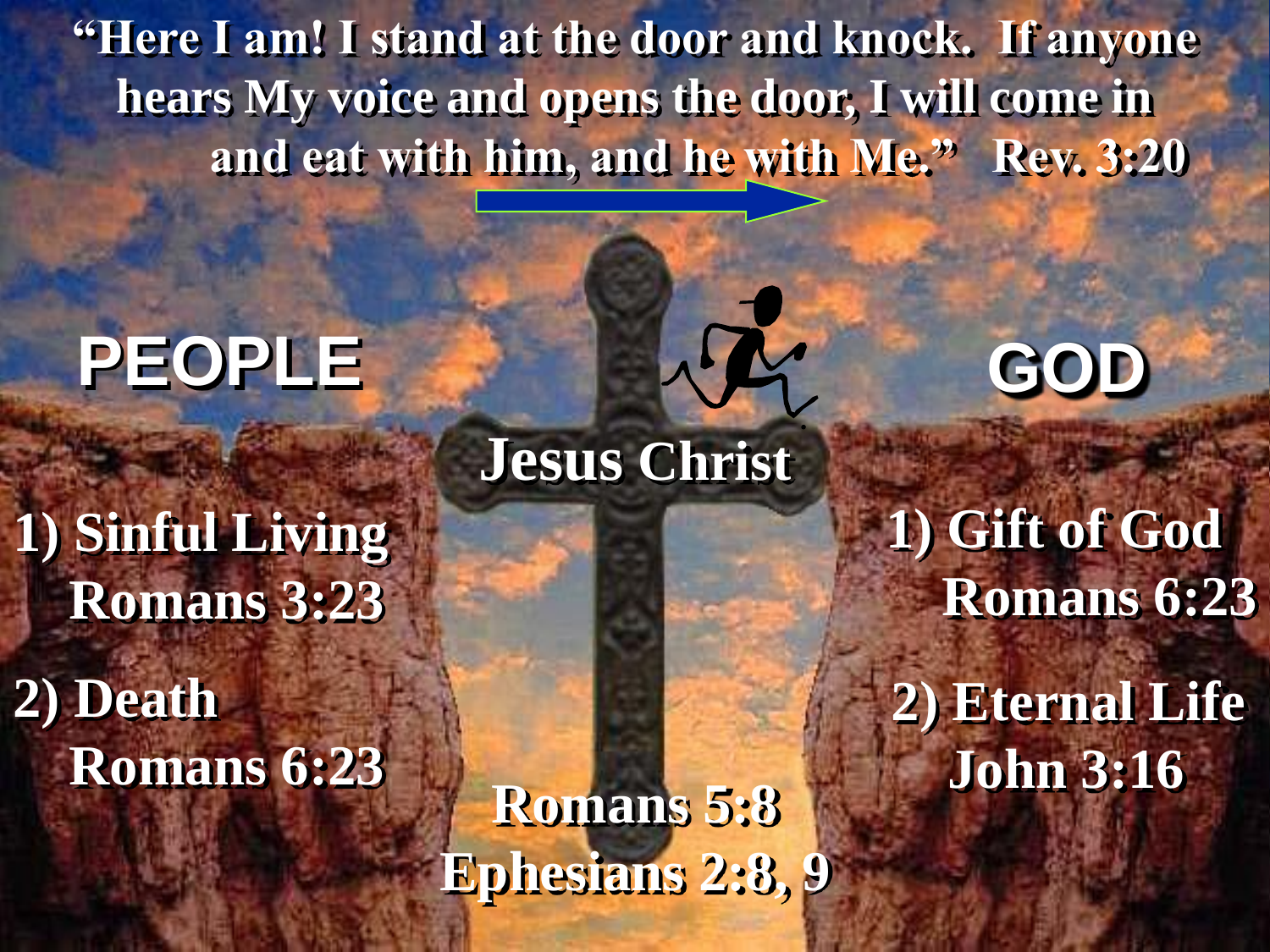"Here I am! I stand at the door and knock. If anyone hears My voice and opens the door, I will come in and eat with him, and he with Me." Rev. 3:20

**PEOPLE**

1) Sinful Living
Romans 3:23

2) Death
Romans 6:23

**Jesus Christ**

Romans 5:8
Ephesians 2:8, 9

**GOD**

1) Gift of God
Romans 6:23

2) Eternal Life
John 3:16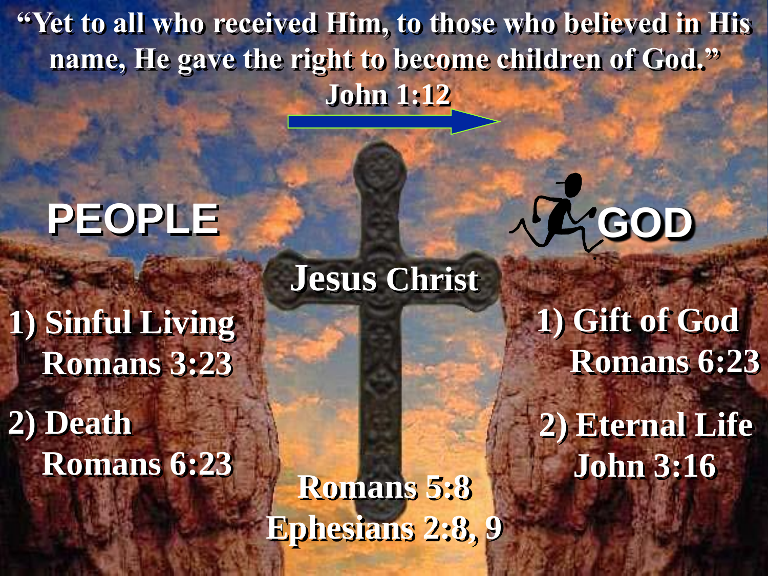"Yet to all who received Him, to those who believed in His name, He gave the right to become children of God."
John 1:12

PEOPLE

1) Sinful Living
Romans 3:23

2) Death
Romans 6:23

Jesus Christ

Romans 5:8
Ephesians 2:8, 9

GOD

1) Gift of God
Romans 6:23

2) Eternal Life
John 3:16